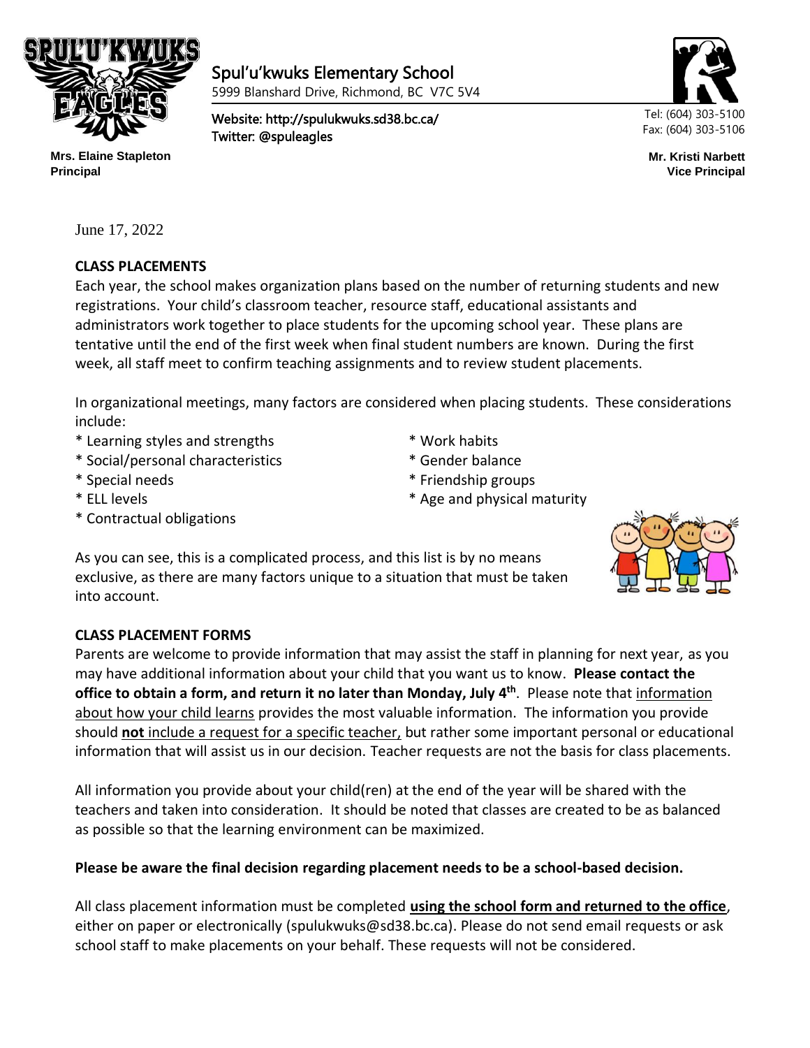Spul'u'kwuks Elementary School
5999 Blanshard Drive, Richmond, BC V7C 5V4

Website: http://spulukwuks.sd38.bc.ca/
Twitter: @spuleagles

Tel: (604) 303-5100
Fax: (604) 303-5106

**Mrs. Elaine Stapleton**
**Principal**

**Mr. Kristi Narbett**
**Vice Principal**

June 17, 2022

**CLASS PLACEMENTS**

Each year, the school makes organization plans based on the number of returning students and new registrations. Your child's classroom teacher, resource staff, educational assistants and administrators work together to place students for the upcoming school year. These plans are tentative until the end of the first week when final student numbers are known. During the first week, all staff meet to confirm teaching assignments and to review student placements.

In organizational meetings, many factors are considered when placing students. These considerations include:

* Learning styles and strengths
* Social/personal characteristics
* Special needs
* ELL levels
* Contractual obligations
* Work habits
* Gender balance
* Friendship groups
* Age and physical maturity

As you can see, this is a complicated process, and this list is by no means exclusive, as there are many factors unique to a situation that must be taken into account.

**CLASS PLACEMENT FORMS**

Parents are welcome to provide information that may assist the staff in planning for next year, as you may have additional information about your child that you want us to know. **Please contact the office to obtain a form, and return it no later than Monday, July 4th**. Please note that <u>information about how your child learns</u> provides the most valuable information. The information you provide should <u>**not** include a request for a specific teacher,</u> but rather some important personal or educational information that will assist us in our decision. Teacher requests are not the basis for class placements.

All information you provide about your child(ren) at the end of the year will be shared with the teachers and taken into consideration. It should be noted that classes are created to be as balanced as possible so that the learning environment can be maximized.

**Please be aware the final decision regarding placement needs to be a school-based decision.**

All class placement information must be completed <u>**using the school form and returned to the office**</u>, either on paper or electronically (spulukwuks@sd38.bc.ca). Please do not send email requests or ask school staff to make placements on your behalf. These requests will not be considered.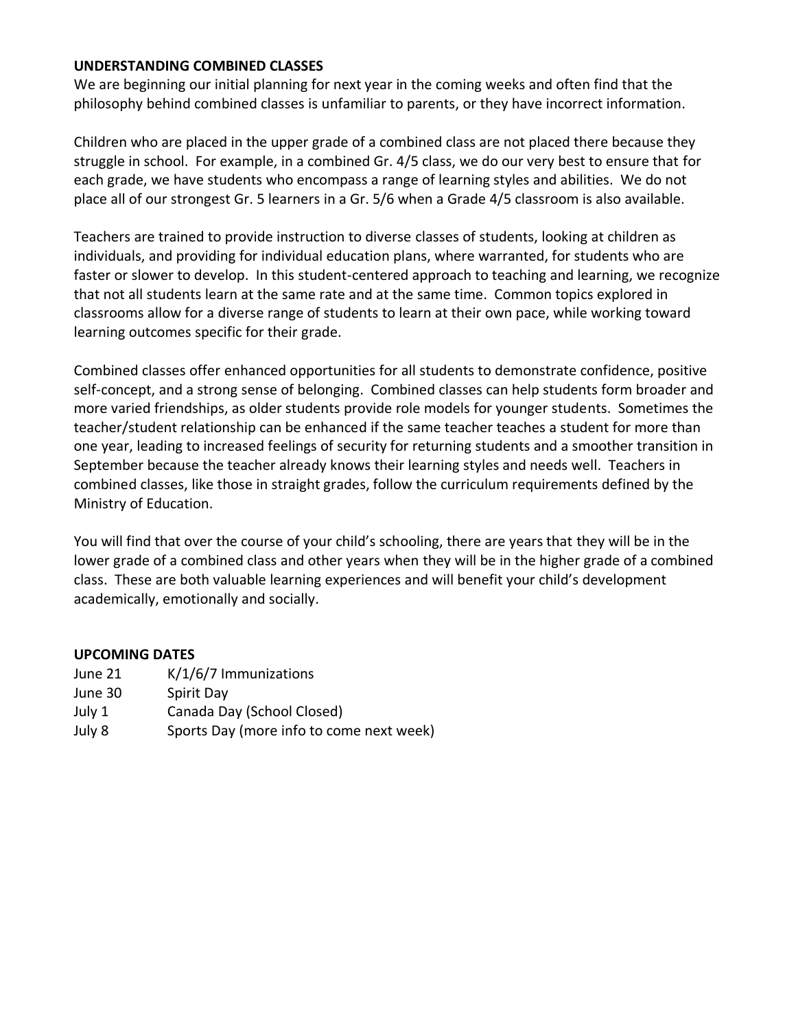**UNDERSTANDING COMBINED CLASSES**

We are beginning our initial planning for next year in the coming weeks and often find that the philosophy behind combined classes is unfamiliar to parents, or they have incorrect information.

Children who are placed in the upper grade of a combined class are not placed there because they struggle in school. For example, in a combined Gr. 4/5 class, we do our very best to ensure that for each grade, we have students who encompass a range of learning styles and abilities. We do not place all of our strongest Gr. 5 learners in a Gr. 5/6 when a Grade 4/5 classroom is also available.

Teachers are trained to provide instruction to diverse classes of students, looking at children as individuals, and providing for individual education plans, where warranted, for students who are faster or slower to develop. In this student-centered approach to teaching and learning, we recognize that not all students learn at the same rate and at the same time. Common topics explored in classrooms allow for a diverse range of students to learn at their own pace, while working toward learning outcomes specific for their grade.

Combined classes offer enhanced opportunities for all students to demonstrate confidence, positive self-concept, and a strong sense of belonging. Combined classes can help students form broader and more varied friendships, as older students provide role models for younger students. Sometimes the teacher/student relationship can be enhanced if the same teacher teaches a student for more than one year, leading to increased feelings of security for returning students and a smoother transition in September because the teacher already knows their learning styles and needs well. Teachers in combined classes, like those in straight grades, follow the curriculum requirements defined by the Ministry of Education.

You will find that over the course of your child's schooling, there are years that they will be in the lower grade of a combined class and other years when they will be in the higher grade of a combined class. These are both valuable learning experiences and will benefit your child's development academically, emotionally and socially.

**UPCOMING DATES**

| | |
|---|---|
| June 21 | K/1/6/7 Immunizations |
| June 30 | Spirit Day |
| July 1 | Canada Day (School Closed) |
| July 8 | Sports Day (more info to come next week) |